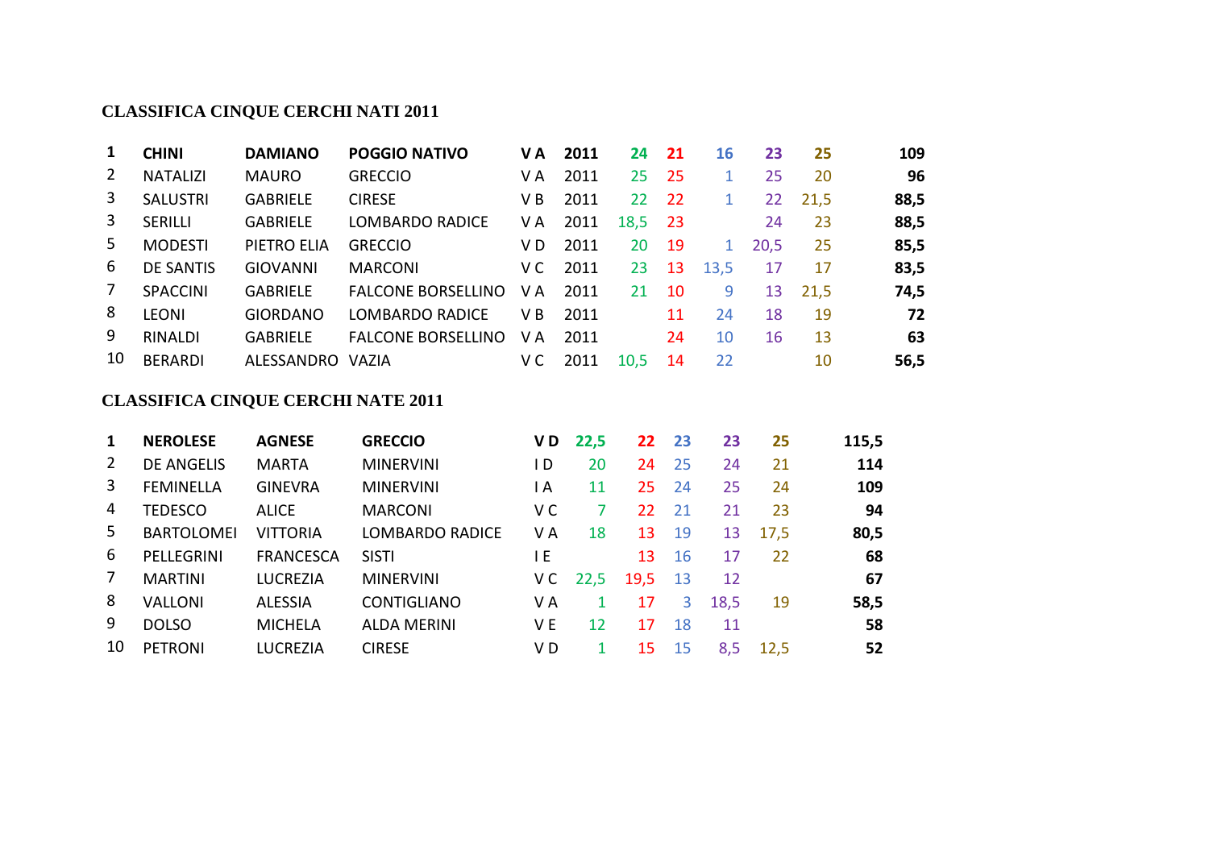## CLASSIFICA CINQUE CERCHI NATI 2011

| **1** | **CHINI** | **DAMIANO** | **POGGIO NATIVO** | **V A** | **2011** | **24** | **21** | **16** | **23** | **25** | **109** |
|---|---|---|---|---|---|---|---|---|---|---|---|
| 2 | NATALIZI | MAURO | GRECCIO | V A | 2011 | 25 | 25 | 1 | 25 | 20 | **96** |
| 3 | SALUSTRI | GABRIELE | CIRESE | V B | 2011 | 22 | 22 | 1 | 22 | 21,5 | **88,5** |
| 3 | SERILLI | GABRIELE | LOMBARDO RADICE | V A | 2011 | 18,5 | 23 | | 24 | 23 | **88,5** |
| 5 | MODESTI | PIETRO ELIA | GRECCIO | V D | 2011 | 20 | 19 | 1 | 20,5 | 25 | **85,5** |
| 6 | DE SANTIS | GIOVANNI | MARCONI | V C | 2011 | 23 | 13 | 13,5 | 17 | 17 | **83,5** |
| 7 | SPACCINI | GABRIELE | FALCONE BORSELLINO | V A | 2011 | 21 | 10 | 9 | 13 | 21,5 | **74,5** |
| 8 | LEONI | GIORDANO | LOMBARDO RADICE | V B | 2011 | | 11 | 24 | 18 | 19 | **72** |
| 9 | RINALDI | GABRIELE | FALCONE BORSELLINO | V A | 2011 | | 24 | 10 | 16 | 13 | **63** |
| 10 | BERARDI | ALESSANDRO | VAZIA | V C | 2011 | 10,5 | 14 | 22 | | 10 | **56,5** |

## CLASSIFICA CINQUE CERCHI NATE 2011

| **1** | **NEROLESE** | **AGNESE** | **GRECCIO** | **V D** | **22,5** | **22** | **23** | **23** | **25** | **115,5** |
|---|---|---|---|---|---|---|---|---|---|---|
| 2 | DE ANGELIS | MARTA | MINERVINI | I D | 20 | 24 | 25 | 24 | 21 | **114** |
| 3 | FEMINELLA | GINEVRA | MINERVINI | I A | 11 | 25 | 24 | 25 | 24 | **109** |
| 4 | TEDESCO | ALICE | MARCONI | V C | 7 | 22 | 21 | 21 | 23 | **94** |
| 5 | BARTOLOMEI | VITTORIA | LOMBARDO RADICE | V A | 18 | 13 | 19 | 13 | 17,5 | **80,5** |
| 6 | PELLEGRINI | FRANCESCA | SISTI | I E | | 13 | 16 | 17 | 22 | **68** |
| 7 | MARTINI | LUCREZIA | MINERVINI | V C | 22,5 | 19,5 | 13 | 12 | | **67** |
| 8 | VALLONI | ALESSIA | CONTIGLIANO | V A | 1 | 17 | 3 | 18,5 | 19 | **58,5** |
| 9 | DOLSO | MICHELA | ALDA MERINI | V E | 12 | 17 | 18 | 11 | | **58** |
| 10 | PETRONI | LUCREZIA | CIRESE | V D | 1 | 15 | 15 | 8,5 | 12,5 | **52** |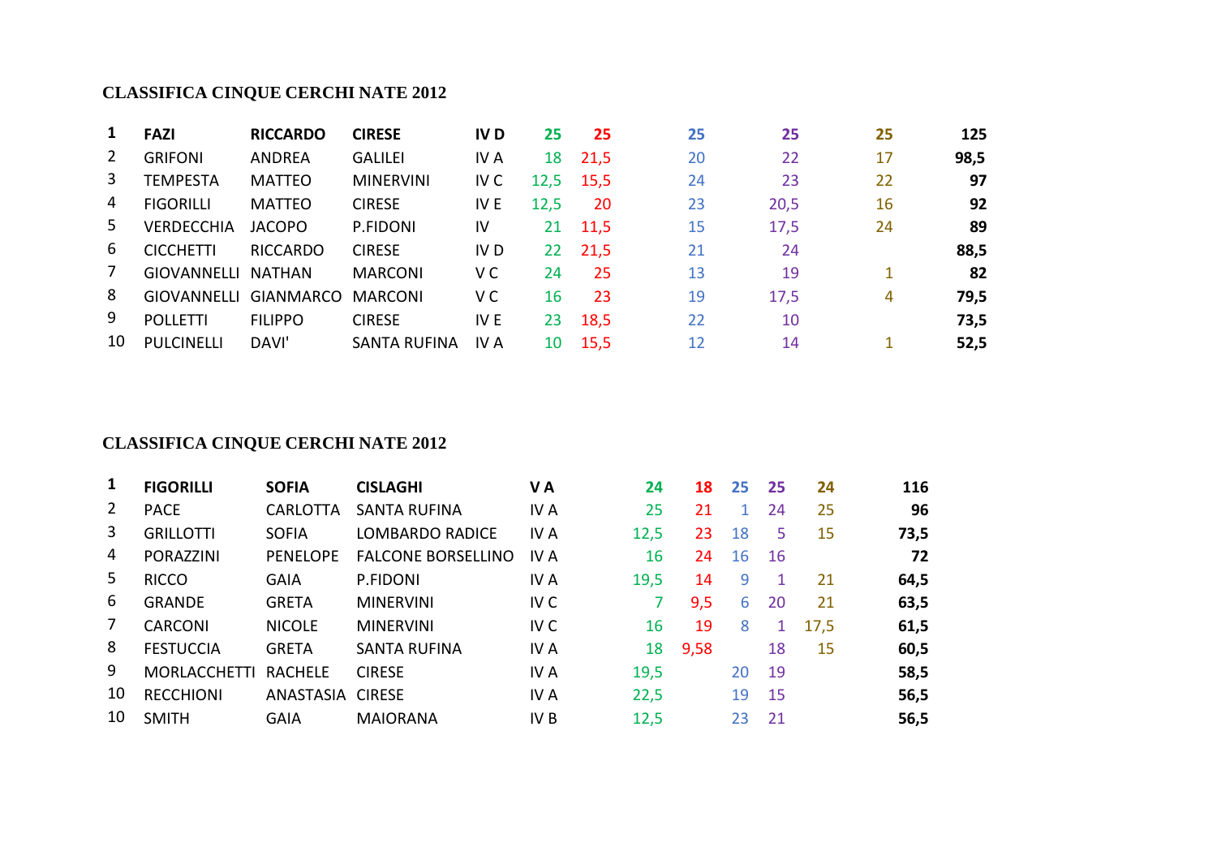**CLASSIFICA CINQUE CERCHI NATE 2012**

| | | | | | | | | | | |
|---|---|---|---|---|---|---|---|---|---|---|
| **1** | **FAZI** | **RICCARDO** | **CIRESE** | **IV D** | **25** | **25** | **25** | **25** | **25** | **125** |
| 2 | GRIFONI | ANDREA | GALILEI | IV A | 18 | 21,5 | 20 | 22 | 17 | **98,5** |
| 3 | TEMPESTA | MATTEO | MINERVINI | IV C | 12,5 | 15,5 | 24 | 23 | 22 | **97** |
| 4 | FIGORILLI | MATTEO | CIRESE | IV E | 12,5 | 20 | 23 | 20,5 | 16 | **92** |
| 5 | VERDECCHIA | JACOPO | P.FIDONI | IV | 21 | 11,5 | 15 | 17,5 | 24 | **89** |
| 6 | CICCHETTI | RICCARDO | CIRESE | IV D | 22 | 21,5 | 21 | 24 | | **88,5** |
| 7 | GIOVANNELLI | NATHAN | MARCONI | V C | 24 | 25 | 13 | 19 | 1 | **82** |
| 8 | GIOVANNELLI | GIANMARCO | MARCONI | V C | 16 | 23 | 19 | 17,5 | 4 | **79,5** |
| 9 | POLLETTI | FILIPPO | CIRESE | IV E | 23 | 18,5 | 22 | 10 | | **73,5** |
| 10 | PULCINELLI | DAVI' | SANTA RUFINA | IV A | 10 | 15,5 | 12 | 14 | 1 | **52,5** |

**CLASSIFICA CINQUE CERCHI NATE 2012**

| | | | | | | | | | | |
|---|---|---|---|---|---|---|---|---|---|---|
| **1** | **FIGORILLI** | **SOFIA** | **CISLAGHI** | **V A** | **24** | **18** | **25** | **25** | **24** | **116** |
| 2 | PACE | CARLOTTA | SANTA RUFINA | IV A | 25 | 21 | 1 | 24 | 25 | **96** |
| 3 | GRILLOTTI | SOFIA | LOMBARDO RADICE | IV A | 12,5 | 23 | 18 | 5 | 15 | **73,5** |
| 4 | PORAZZINI | PENELOPE | FALCONE BORSELLINO | IV A | 16 | 24 | 16 | 16 | | **72** |
| 5 | RICCO | GAIA | P.FIDONI | IV A | 19,5 | 14 | 9 | 1 | 21 | **64,5** |
| 6 | GRANDE | GRETA | MINERVINI | IV C | 7 | 9,5 | 6 | 20 | 21 | **63,5** |
| 7 | CARCONI | NICOLE | MINERVINI | IV C | 16 | 19 | 8 | 1 | 17,5 | **61,5** |
| 8 | FESTUCCIA | GRETA | SANTA RUFINA | IV A | 18 | 9,58 | | 18 | 15 | **60,5** |
| 9 | MORLACCHETTI | RACHELE | CIRESE | IV A | 19,5 | | 20 | 19 | | **58,5** |
| 10 | RECCHIONI | ANASTASIA | CIRESE | IV A | 22,5 | | 19 | 15 | | **56,5** |
| 10 | SMITH | GAIA | MAIORANA | IV B | 12,5 | | 23 | 21 | | **56,5** |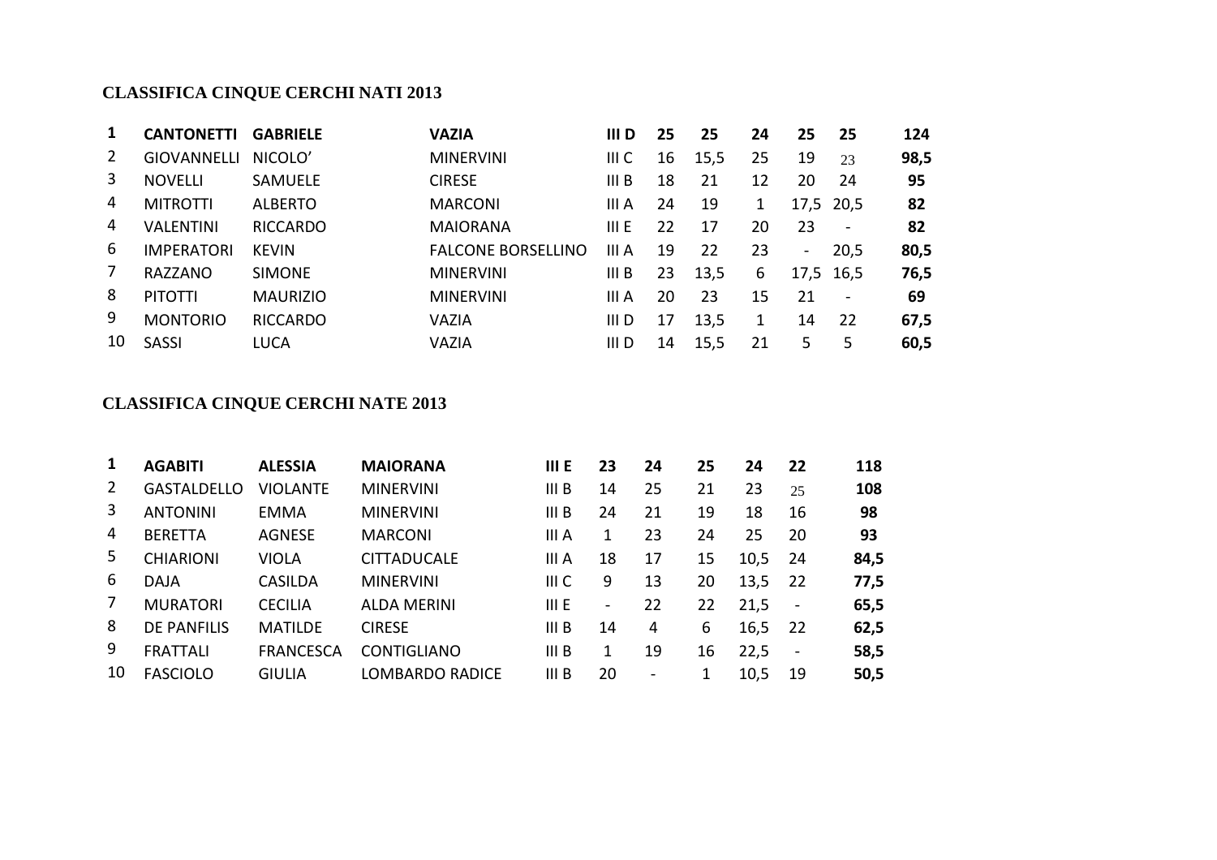### CLASSIFICA CINQUE CERCHI NATI 2013

| | | | | | | | | | | |
|---|---|---|---|---|---|---|---|---|---|---|
| **1** | **CANTONETTI** | **GABRIELE** | **VAZIA** | **III D** | **25** | **25** | **24** | **25** | **25** | **124** |
| 2 | GIOVANNELLI | NICOLO' | MINERVINI | III C | 16 | 15,5 | 25 | 19 | 23 | **98,5** |
| 3 | NOVELLI | SAMUELE | CIRESE | III B | 18 | 21 | 12 | 20 | 24 | **95** |
| 4 | MITROTTI | ALBERTO | MARCONI | III A | 24 | 19 | 1 | 17,5 | 20,5 | **82** |
| 4 | VALENTINI | RICCARDO | MAIORANA | III E | 22 | 17 | 20 | 23 | - | **82** |
| 6 | IMPERATORI | KEVIN | FALCONE BORSELLINO | III A | 19 | 22 | 23 | - | 20,5 | **80,5** |
| 7 | RAZZANO | SIMONE | MINERVINI | III B | 23 | 13,5 | 6 | 17,5 | 16,5 | **76,5** |
| 8 | PITOTTI | MAURIZIO | MINERVINI | III A | 20 | 23 | 15 | 21 | - | **69** |
| 9 | MONTORIO | RICCARDO | VAZIA | III D | 17 | 13,5 | 1 | 14 | 22 | **67,5** |
| 10 | SASSI | LUCA | VAZIA | III D | 14 | 15,5 | 21 | 5 | 5 | **60,5** |

### CLASSIFICA CINQUE CERCHI NATE 2013

| | | | | | | | | | | |
|---|---|---|---|---|---|---|---|---|---|---|
| **1** | **AGABITI** | **ALESSIA** | **MAIORANA** | **III E** | **23** | **24** | **25** | **24** | **22** | **118** |
| 2 | GASTALDELLO | VIOLANTE | MINERVINI | III B | 14 | 25 | 21 | 23 | 25 | **108** |
| 3 | ANTONINI | EMMA | MINERVINI | III B | 24 | 21 | 19 | 18 | 16 | **98** |
| 4 | BERETTA | AGNESE | MARCONI | III A | 1 | 23 | 24 | 25 | 20 | **93** |
| 5 | CHIARIONI | VIOLA | CITTADUCALE | III A | 18 | 17 | 15 | 10,5 | 24 | **84,5** |
| 6 | DAJA | CASILDA | MINERVINI | III C | 9 | 13 | 20 | 13,5 | 22 | **77,5** |
| 7 | MURATORI | CECILIA | ALDA MERINI | III E | - | 22 | 22 | 21,5 | - | **65,5** |
| 8 | DE PANFILIS | MATILDE | CIRESE | III B | 14 | 4 | 6 | 16,5 | 22 | **62,5** |
| 9 | FRATTALI | FRANCESCA | CONTIGLIANO | III B | 1 | 19 | 16 | 22,5 | - | **58,5** |
| 10 | FASCIOLO | GIULIA | LOMBARDO RADICE | III B | 20 | - | 1 | 10,5 | 19 | **50,5** |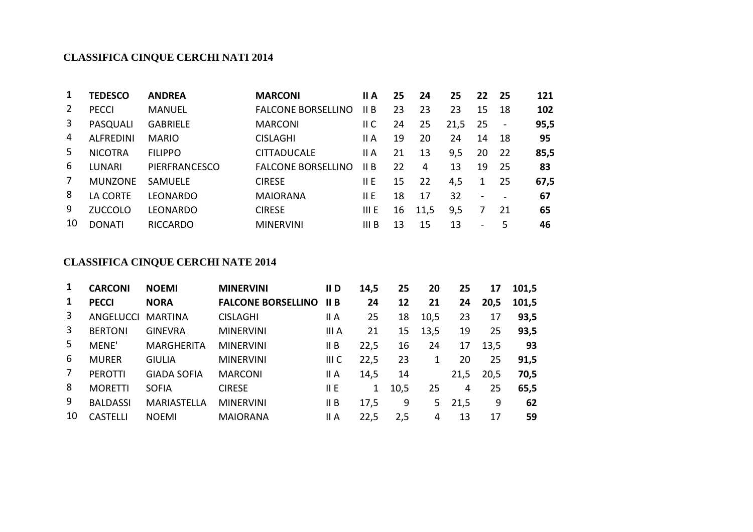**CLASSIFICA CINQUE CERCHI NATI 2014**

| | | | | | | | | | | |
|---|---|---|---|---|---|---|---|---|---|---|
| **1** | **TEDESCO** | **ANDREA** | **MARCONI** | **II A** | **25** | **24** | **25** | **22** | **25** | **121** |
| 2 | PECCI | MANUEL | FALCONE BORSELLINO | II B | 23 | 23 | 23 | 15 | 18 | **102** |
| 3 | PASQUALI | GABRIELE | MARCONI | II C | 24 | 25 | 21,5 | 25 | - | **95,5** |
| 4 | ALFREDINI | MARIO | CISLAGHI | II A | 19 | 20 | 24 | 14 | 18 | **95** |
| 5 | NICOTRA | FILIPPO | CITTADUCALE | II A | 21 | 13 | 9,5 | 20 | 22 | **85,5** |
| 6 | LUNARI | PIERFRANCESCO | FALCONE BORSELLINO | II B | 22 | 4 | 13 | 19 | 25 | **83** |
| 7 | MUNZONE | SAMUELE | CIRESE | II E | 15 | 22 | 4,5 | 1 | 25 | **67,5** |
| 8 | LA CORTE | LEONARDO | MAIORANA | II E | 18 | 17 | 32 | - | - | **67** |
| 9 | ZUCCOLO | LEONARDO | CIRESE | III E | 16 | 11,5 | 9,5 | 7 | 21 | **65** |
| 10 | DONATI | RICCARDO | MINERVINI | III B | 13 | 15 | 13 | - | 5 | **46** |

**CLASSIFICA CINQUE CERCHI NATE 2014**

| | | | | | | | | | | |
|---|---|---|---|---|---|---|---|---|---|---|
| **1** | **CARCONI** | **NOEMI** | **MINERVINI** | **II D** | **14,5** | **25** | **20** | **25** | **17** | **101,5** |
| **1** | **PECCI** | **NORA** | **FALCONE BORSELLINO** | **II B** | **24** | **12** | **21** | **24** | **20,5** | **101,5** |
| 3 | ANGELUCCI | MARTINA | CISLAGHI | II A | 25 | 18 | 10,5 | 23 | 17 | **93,5** |
| 3 | BERTONI | GINEVRA | MINERVINI | III A | 21 | 15 | 13,5 | 19 | 25 | **93,5** |
| 5 | MENE' | MARGHERITA | MINERVINI | II B | 22,5 | 16 | 24 | 17 | 13,5 | **93** |
| 6 | MURER | GIULIA | MINERVINI | III C | 22,5 | 23 | 1 | 20 | 25 | **91,5** |
| 7 | PEROTTI | GIADA SOFIA | MARCONI | II A | 14,5 | 14 | | 21,5 | 20,5 | **70,5** |
| 8 | MORETTI | SOFIA | CIRESE | II E | 1 | 10,5 | 25 | 4 | 25 | **65,5** |
| 9 | BALDASSI | MARIASTELLA | MINERVINI | II B | 17,5 | 9 | 5 | 21,5 | 9 | **62** |
| 10 | CASTELLI | NOEMI | MAIORANA | II A | 22,5 | 2,5 | 4 | 13 | 17 | **59** |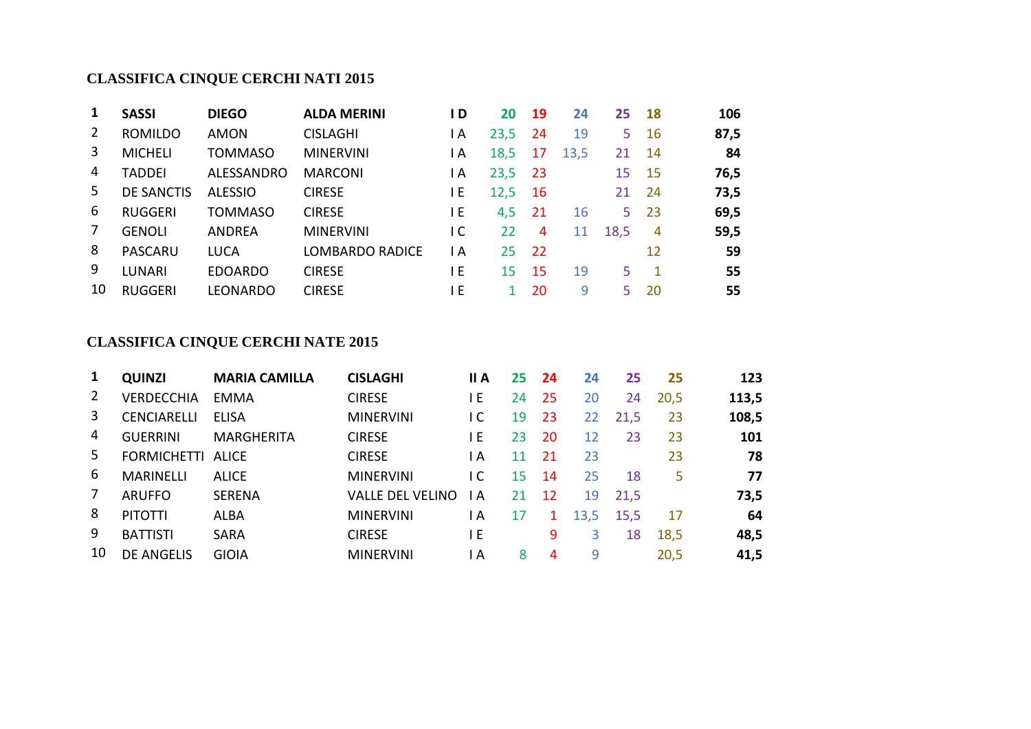**CLASSIFICA CINQUE CERCHI NATI 2015**

| **1** | **SASSI** | **DIEGO** | **ALDA MERINI** | **I D** | **20** | **19** | **24** | **25** | **18** | **106** |
|---|---|---|---|---|---|---|---|---|---|---|
| 2 | ROMILDO | AMON | CISLAGHI | I A | 23,5 | 24 | 19 | 5 | 16 | **87,5** |
| 3 | MICHELI | TOMMASO | MINERVINI | I A | 18,5 | 17 | 13,5 | 21 | 14 | **84** |
| 4 | TADDEI | ALESSANDRO | MARCONI | I A | 23,5 | 23 | | 15 | 15 | **76,5** |
| 5 | DE SANCTIS | ALESSIO | CIRESE | I E | 12,5 | 16 | | 21 | 24 | **73,5** |
| 6 | RUGGERI | TOMMASO | CIRESE | I E | 4,5 | 21 | 16 | 5 | 23 | **69,5** |
| 7 | GENOLI | ANDREA | MINERVINI | I C | 22 | 4 | 11 | 18,5 | 4 | **59,5** |
| 8 | PASCARU | LUCA | LOMBARDO RADICE | I A | 25 | 22 | | | 12 | **59** |
| 9 | LUNARI | EDOARDO | CIRESE | I E | 15 | 15 | 19 | 5 | 1 | **55** |
| 10 | RUGGERI | LEONARDO | CIRESE | I E | 1 | 20 | 9 | 5 | 20 | **55** |

**CLASSIFICA CINQUE CERCHI NATE 2015**

| **1** | **QUINZI** | **MARIA CAMILLA** | **CISLAGHI** | **II A** | **25** | **24** | **24** | **25** | **25** | **123** |
|---|---|---|---|---|---|---|---|---|---|---|
| 2 | VERDECCHIA | EMMA | CIRESE | I E | 24 | 25 | 20 | 24 | 20,5 | **113,5** |
| 3 | CENCIARELLI | ELISA | MINERVINI | I C | 19 | 23 | 22 | 21,5 | 23 | **108,5** |
| 4 | GUERRINI | MARGHERITA | CIRESE | I E | 23 | 20 | 12 | 23 | 23 | **101** |
| 5 | FORMICHETTI | ALICE | CIRESE | I A | 11 | 21 | 23 | | 23 | **78** |
| 6 | MARINELLI | ALICE | MINERVINI | I C | 15 | 14 | 25 | 18 | 5 | **77** |
| 7 | ARUFFO | SERENA | VALLE DEL VELINO | I A | 21 | 12 | 19 | 21,5 | | **73,5** |
| 8 | PITOTTI | ALBA | MINERVINI | I A | 17 | 1 | 13,5 | 15,5 | 17 | **64** |
| 9 | BATTISTI | SARA | CIRESE | I E | | 9 | 3 | 18 | 18,5 | **48,5** |
| 10 | DE ANGELIS | GIOIA | MINERVINI | I A | 8 | 4 | 9 | | 20,5 | **41,5** |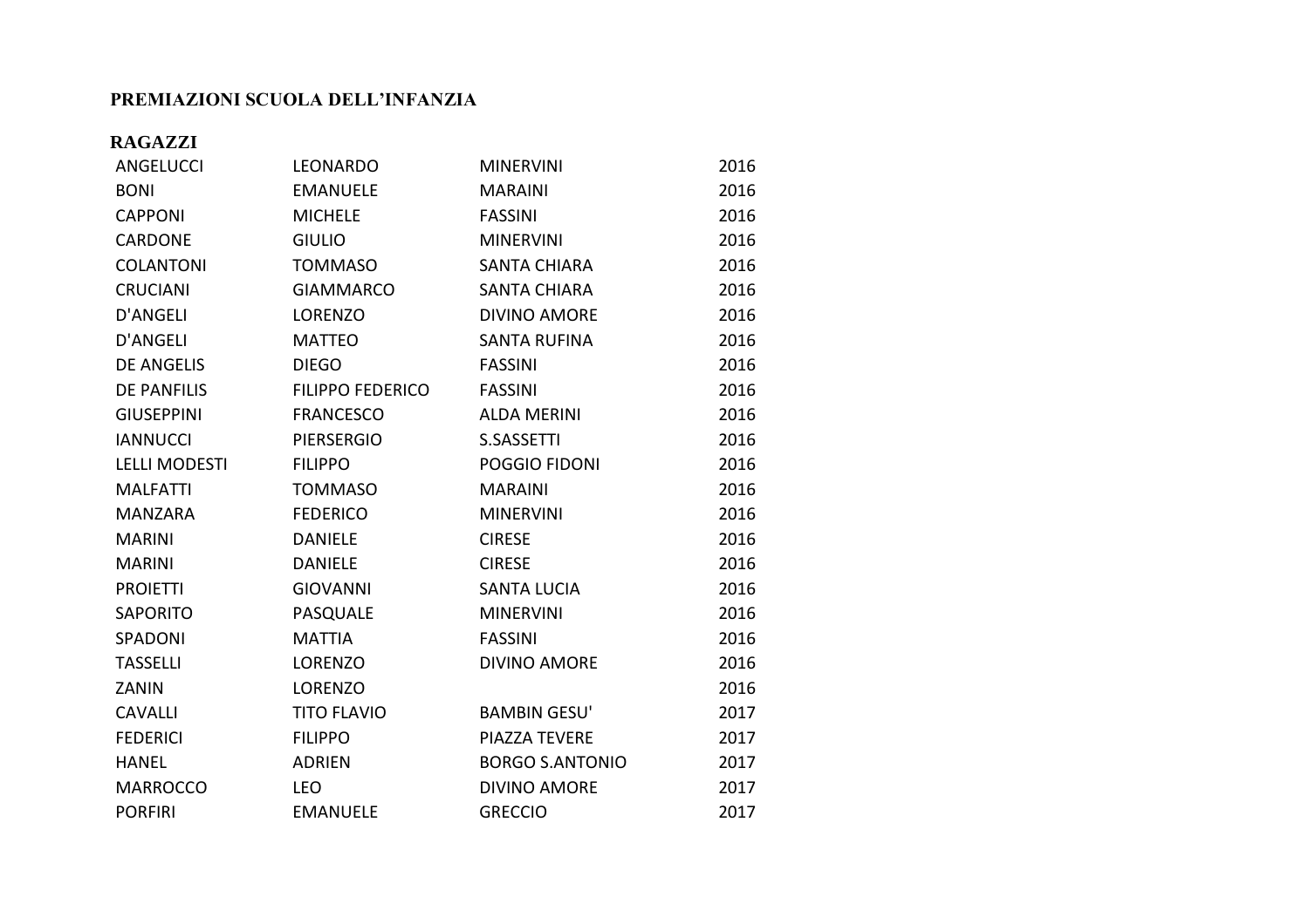**PREMIAZIONI SCUOLA DELL'INFANZIA**

**RAGAZZI**

| | | | |
|---|---|---|---|
| ANGELUCCI | LEONARDO | MINERVINI | 2016 |
| BONI | EMANUELE | MARAINI | 2016 |
| CAPPONI | MICHELE | FASSINI | 2016 |
| CARDONE | GIULIO | MINERVINI | 2016 |
| COLANTONI | TOMMASO | SANTA CHIARA | 2016 |
| CRUCIANI | GIAMMARCO | SANTA CHIARA | 2016 |
| D'ANGELI | LORENZO | DIVINO AMORE | 2016 |
| D'ANGELI | MATTEO | SANTA RUFINA | 2016 |
| DE ANGELIS | DIEGO | FASSINI | 2016 |
| DE PANFILIS | FILIPPO FEDERICO | FASSINI | 2016 |
| GIUSEPPINI | FRANCESCO | ALDA MERINI | 2016 |
| IANNUCCI | PIERSERGIO | S.SASSETTI | 2016 |
| LELLI MODESTI | FILIPPO | POGGIO FIDONI | 2016 |
| MALFATTI | TOMMASO | MARAINI | 2016 |
| MANZARA | FEDERICO | MINERVINI | 2016 |
| MARINI | DANIELE | CIRESE | 2016 |
| MARINI | DANIELE | CIRESE | 2016 |
| PROIETTI | GIOVANNI | SANTA LUCIA | 2016 |
| SAPORITO | PASQUALE | MINERVINI | 2016 |
| SPADONI | MATTIA | FASSINI | 2016 |
| TASSELLI | LORENZO | DIVINO AMORE | 2016 |
| ZANIN | LORENZO | | 2016 |
| CAVALLI | TITO FLAVIO | BAMBIN GESU' | 2017 |
| FEDERICI | FILIPPO | PIAZZA TEVERE | 2017 |
| HANEL | ADRIEN | BORGO S.ANTONIO | 2017 |
| MARROCCO | LEO | DIVINO AMORE | 2017 |
| PORFIRI | EMANUELE | GRECCIO | 2017 |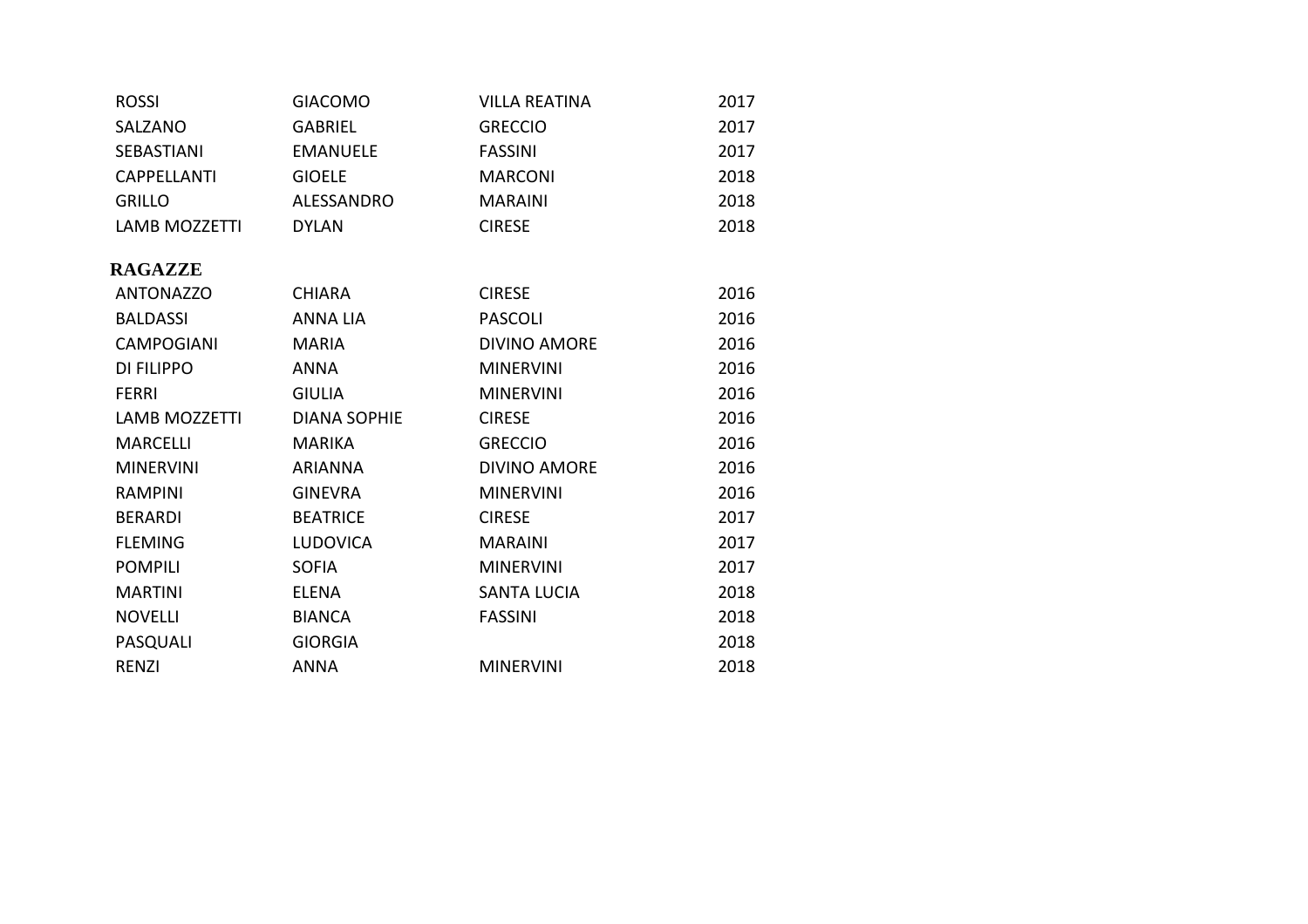| | | | |
|---|---|---|---|
| ROSSI | GIACOMO | VILLA REATINA | 2017 |
| SALZANO | GABRIEL | GRECCIO | 2017 |
| SEBASTIANI | EMANUELE | FASSINI | 2017 |
| CAPPELLANTI | GIOELE | MARCONI | 2018 |
| GRILLO | ALESSANDRO | MARAINI | 2018 |
| LAMB MOZZETTI | DYLAN | CIRESE | 2018 |

**RAGAZZE**

| | | | |
|---|---|---|---|
| ANTONAZZO | CHIARA | CIRESE | 2016 |
| BALDASSI | ANNA LIA | PASCOLI | 2016 |
| CAMPOGIANI | MARIA | DIVINO AMORE | 2016 |
| DI FILIPPO | ANNA | MINERVINI | 2016 |
| FERRI | GIULIA | MINERVINI | 2016 |
| LAMB MOZZETTI | DIANA SOPHIE | CIRESE | 2016 |
| MARCELLI | MARIKA | GRECCIO | 2016 |
| MINERVINI | ARIANNA | DIVINO AMORE | 2016 |
| RAMPINI | GINEVRA | MINERVINI | 2016 |
| BERARDI | BEATRICE | CIRESE | 2017 |
| FLEMING | LUDOVICA | MARAINI | 2017 |
| POMPILI | SOFIA | MINERVINI | 2017 |
| MARTINI | ELENA | SANTA LUCIA | 2018 |
| NOVELLI | BIANCA | FASSINI | 2018 |
| PASQUALI | GIORGIA | | 2018 |
| RENZI | ANNA | MINERVINI | 2018 |